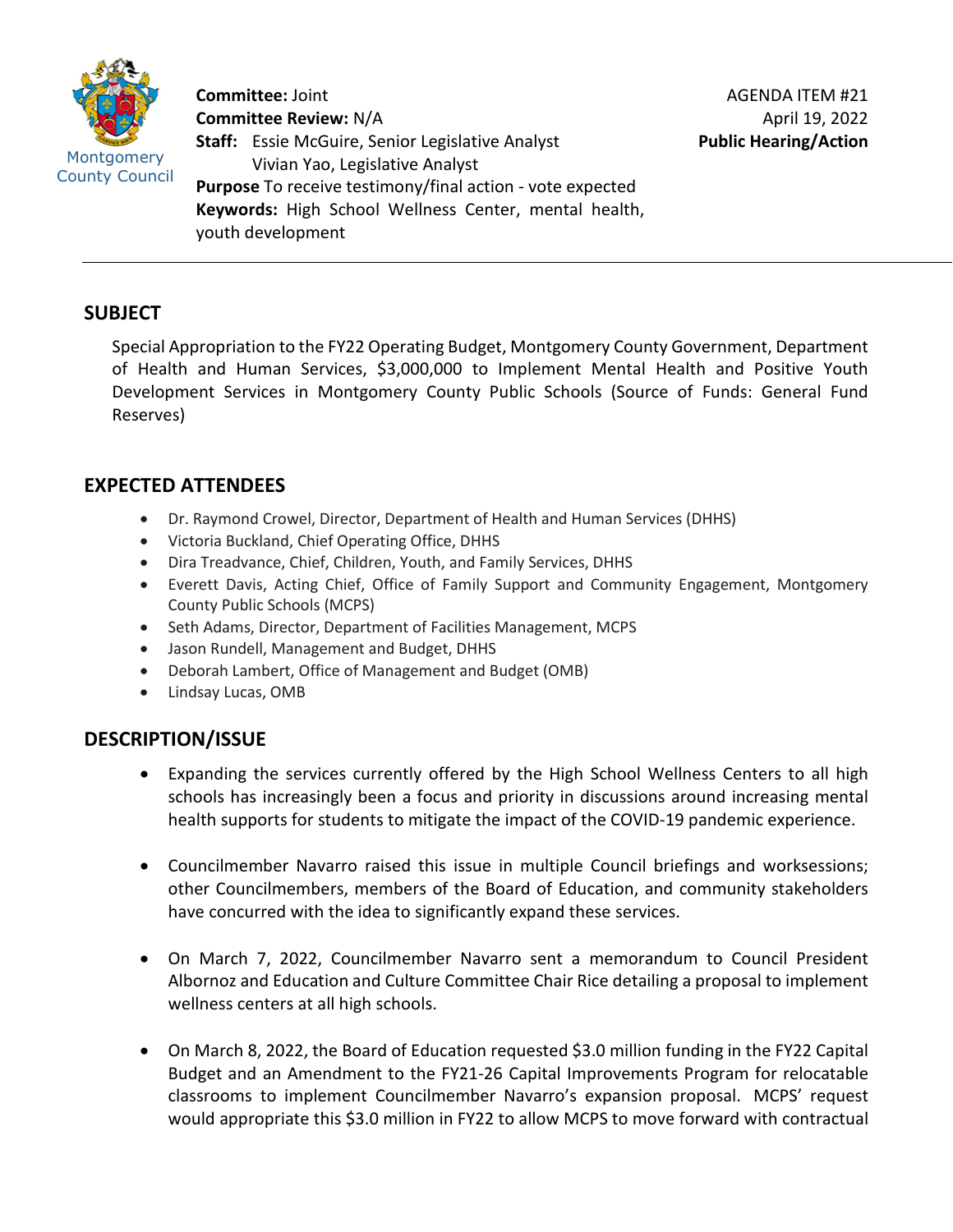**Committee:** Joint
**Committee Review:** N/A
**Staff:** Essie McGuire, Senior Legislative Analyst
Vivian Yao, Legislative Analyst
**Purpose** To receive testimony/final action - vote expected
**Keywords:** High School Wellness Center, mental health, youth development

AGENDA ITEM #21
April 19, 2022
**Public Hearing/Action**

## SUBJECT

Special Appropriation to the FY22 Operating Budget, Montgomery County Government, Department of Health and Human Services, $3,000,000 to Implement Mental Health and Positive Youth Development Services in Montgomery County Public Schools (Source of Funds: General Fund Reserves)

## EXPECTED ATTENDEES

- Dr. Raymond Crowel, Director, Department of Health and Human Services (DHHS)
- Victoria Buckland, Chief Operating Office, DHHS
- Dira Treadvance, Chief, Children, Youth, and Family Services, DHHS
- Everett Davis, Acting Chief, Office of Family Support and Community Engagement, Montgomery County Public Schools (MCPS)
- Seth Adams, Director, Department of Facilities Management, MCPS
- Jason Rundell, Management and Budget, DHHS
- Deborah Lambert, Office of Management and Budget (OMB)
- Lindsay Lucas, OMB

## DESCRIPTION/ISSUE

- Expanding the services currently offered by the High School Wellness Centers to all high schools has increasingly been a focus and priority in discussions around increasing mental health supports for students to mitigate the impact of the COVID-19 pandemic experience.
- Councilmember Navarro raised this issue in multiple Council briefings and worksessions; other Councilmembers, members of the Board of Education, and community stakeholders have concurred with the idea to significantly expand these services.
- On March 7, 2022, Councilmember Navarro sent a memorandum to Council President Albornoz and Education and Culture Committee Chair Rice detailing a proposal to implement wellness centers at all high schools.
- On March 8, 2022, the Board of Education requested $3.0 million funding in the FY22 Capital Budget and an Amendment to the FY21-26 Capital Improvements Program for relocatable classrooms to implement Councilmember Navarro's expansion proposal. MCPS' request would appropriate this $3.0 million in FY22 to allow MCPS to move forward with contractual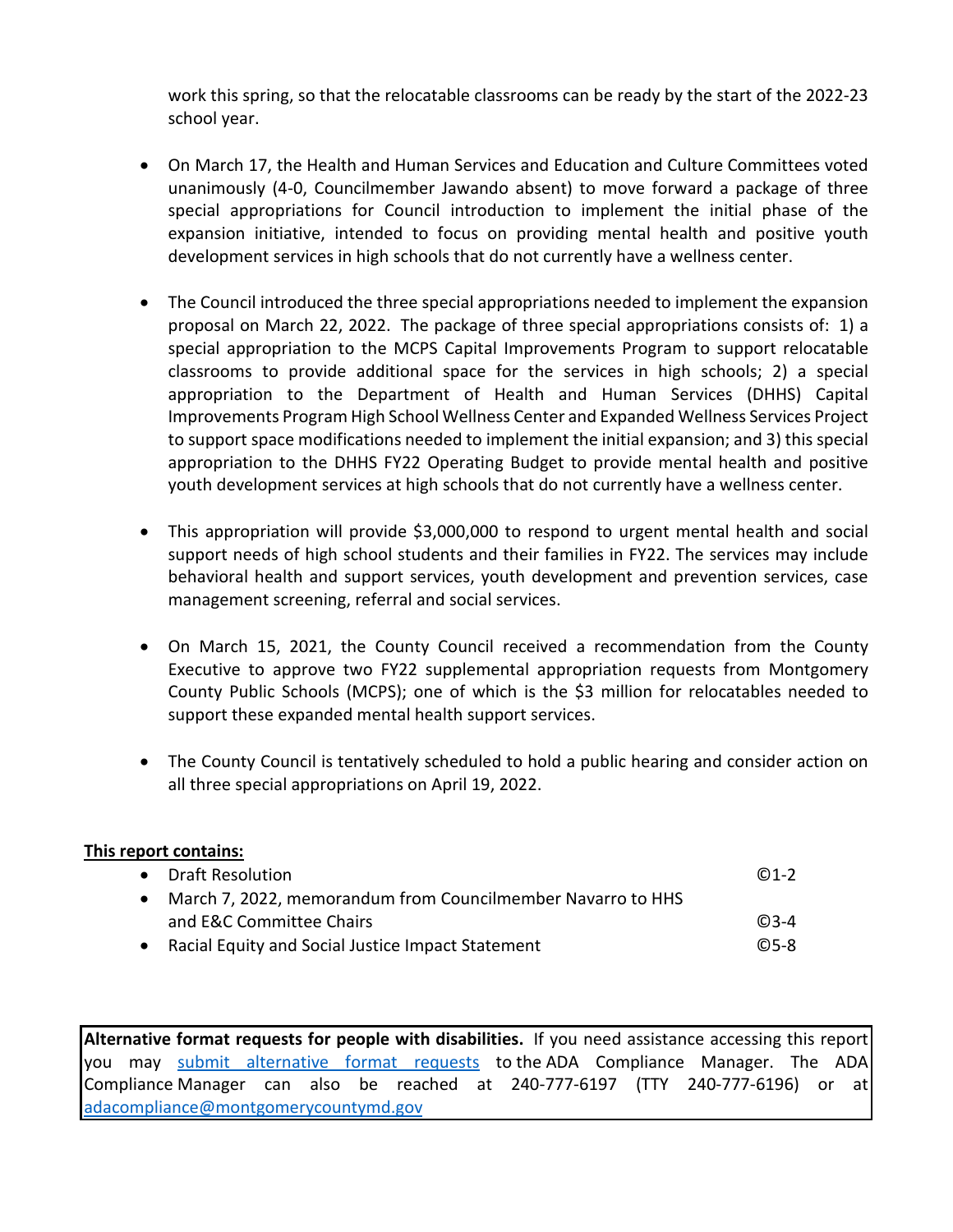work this spring, so that the relocatable classrooms can be ready by the start of the 2022-23 school year.

- On March 17, the Health and Human Services and Education and Culture Committees voted unanimously (4-0, Councilmember Jawando absent) to move forward a package of three special appropriations for Council introduction to implement the initial phase of the expansion initiative, intended to focus on providing mental health and positive youth development services in high schools that do not currently have a wellness center.

- The Council introduced the three special appropriations needed to implement the expansion proposal on March 22, 2022. The package of three special appropriations consists of: 1) a special appropriation to the MCPS Capital Improvements Program to support relocatable classrooms to provide additional space for the services in high schools; 2) a special appropriation to the Department of Health and Human Services (DHHS) Capital Improvements Program High School Wellness Center and Expanded Wellness Services Project to support space modifications needed to implement the initial expansion; and 3) this special appropriation to the DHHS FY22 Operating Budget to provide mental health and positive youth development services at high schools that do not currently have a wellness center.

- This appropriation will provide $3,000,000 to respond to urgent mental health and social support needs of high school students and their families in FY22. The services may include behavioral health and support services, youth development and prevention services, case management screening, referral and social services.

- On March 15, 2021, the County Council received a recommendation from the County Executive to approve two FY22 supplemental appropriation requests from Montgomery County Public Schools (MCPS); one of which is the $3 million for relocatables needed to support these expanded mental health support services.

- The County Council is tentatively scheduled to hold a public hearing and consider action on all three special appropriations on April 19, 2022.

**This report contains:**

| | |
|---|---|
| Draft Resolution | ©1-2 |
| March 7, 2022, memorandum from Councilmember Navarro to HHS and E&C Committee Chairs | ©3-4 |
| Racial Equity and Social Justice Impact Statement | ©5-8 |

**Alternative format requests for people with disabilities.** If you need assistance accessing this report you may submit alternative format requests to the ADA Compliance Manager. The ADA Compliance Manager can also be reached at 240-777-6197 (TTY 240-777-6196) or at adacompliance@montgomerycountymd.gov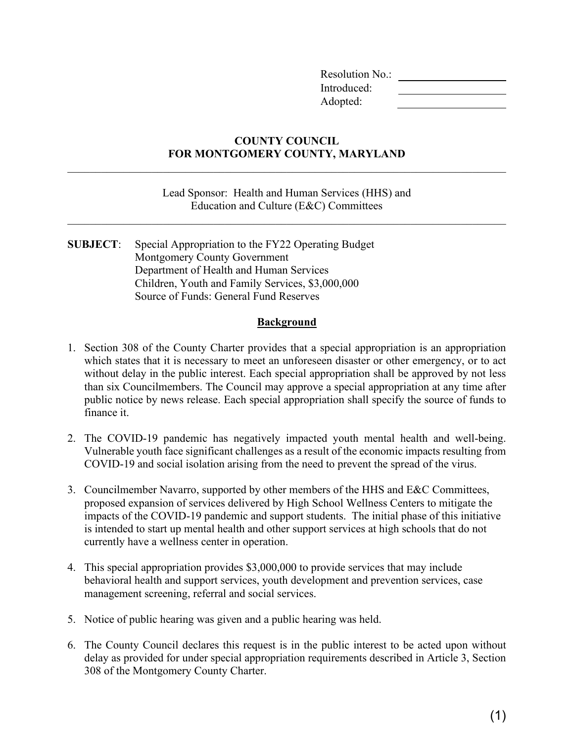Resolution No.: \_\_\_\_\_\_\_\_\_\_\_\_
Introduced: \_\_\_\_\_\_\_\_\_\_\_\_
Adopted: \_\_\_\_\_\_\_\_\_\_\_\_

**COUNTY COUNCIL**
**FOR MONTGOMERY COUNTY, MARYLAND**

---

Lead Sponsor: Health and Human Services (HHS) and Education and Culture (E&C) Committees

---

**SUBJECT**: Special Appropriation to the FY22 Operating Budget
Montgomery County Government
Department of Health and Human Services
Children, Youth and Family Services, $3,000,000
Source of Funds: General Fund Reserves

## Background

1. Section 308 of the County Charter provides that a special appropriation is an appropriation which states that it is necessary to meet an unforeseen disaster or other emergency, or to act without delay in the public interest. Each special appropriation shall be approved by not less than six Councilmembers. The Council may approve a special appropriation at any time after public notice by news release. Each special appropriation shall specify the source of funds to finance it.

2. The COVID-19 pandemic has negatively impacted youth mental health and well-being. Vulnerable youth face significant challenges as a result of the economic impacts resulting from COVID-19 and social isolation arising from the need to prevent the spread of the virus.

3. Councilmember Navarro, supported by other members of the HHS and E&C Committees, proposed expansion of services delivered by High School Wellness Centers to mitigate the impacts of the COVID-19 pandemic and support students. The initial phase of this initiative is intended to start up mental health and other support services at high schools that do not currently have a wellness center in operation.

4. This special appropriation provides $3,000,000 to provide services that may include behavioral health and support services, youth development and prevention services, case management screening, referral and social services.

5. Notice of public hearing was given and a public hearing was held.

6. The County Council declares this request is in the public interest to be acted upon without delay as provided for under special appropriation requirements described in Article 3, Section 308 of the Montgomery County Charter.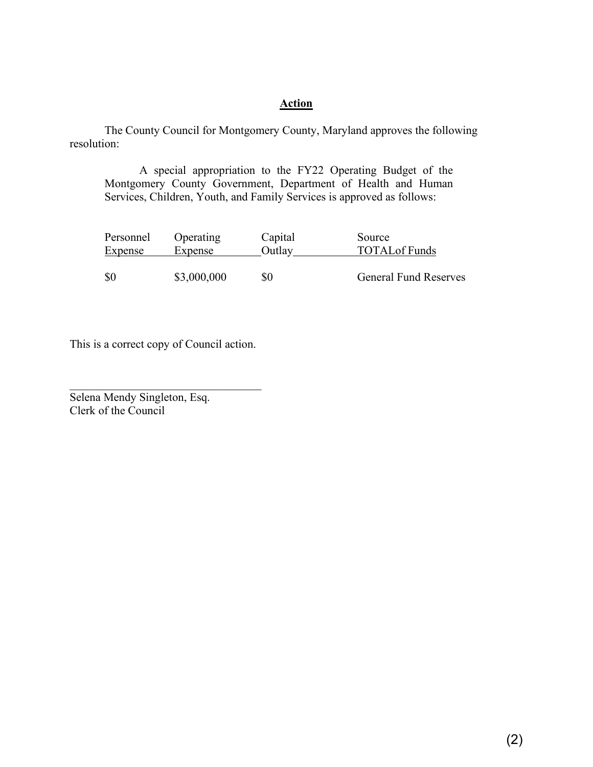**Action**

The County Council for Montgomery County, Maryland approves the following resolution:

A special appropriation to the FY22 Operating Budget of the Montgomery County Government, Department of Health and Human Services, Children, Youth, and Family Services is approved as follows:

| Personnel Expense | Operating Expense | Capital Outlay | TOTAL | Source of Funds |
|---|---|---|---|---|
| $0 | $3,000,000 | $0 | | General Fund Reserves |

This is a correct copy of Council action.

\_\_\_\_\_\_\_\_\_\_\_\_\_\_\_\_\_\_\_\_\_\_\_\_\_\_\_\_\_\_\_\_\_\_

Selena Mendy Singleton, Esq.
Clerk of the Council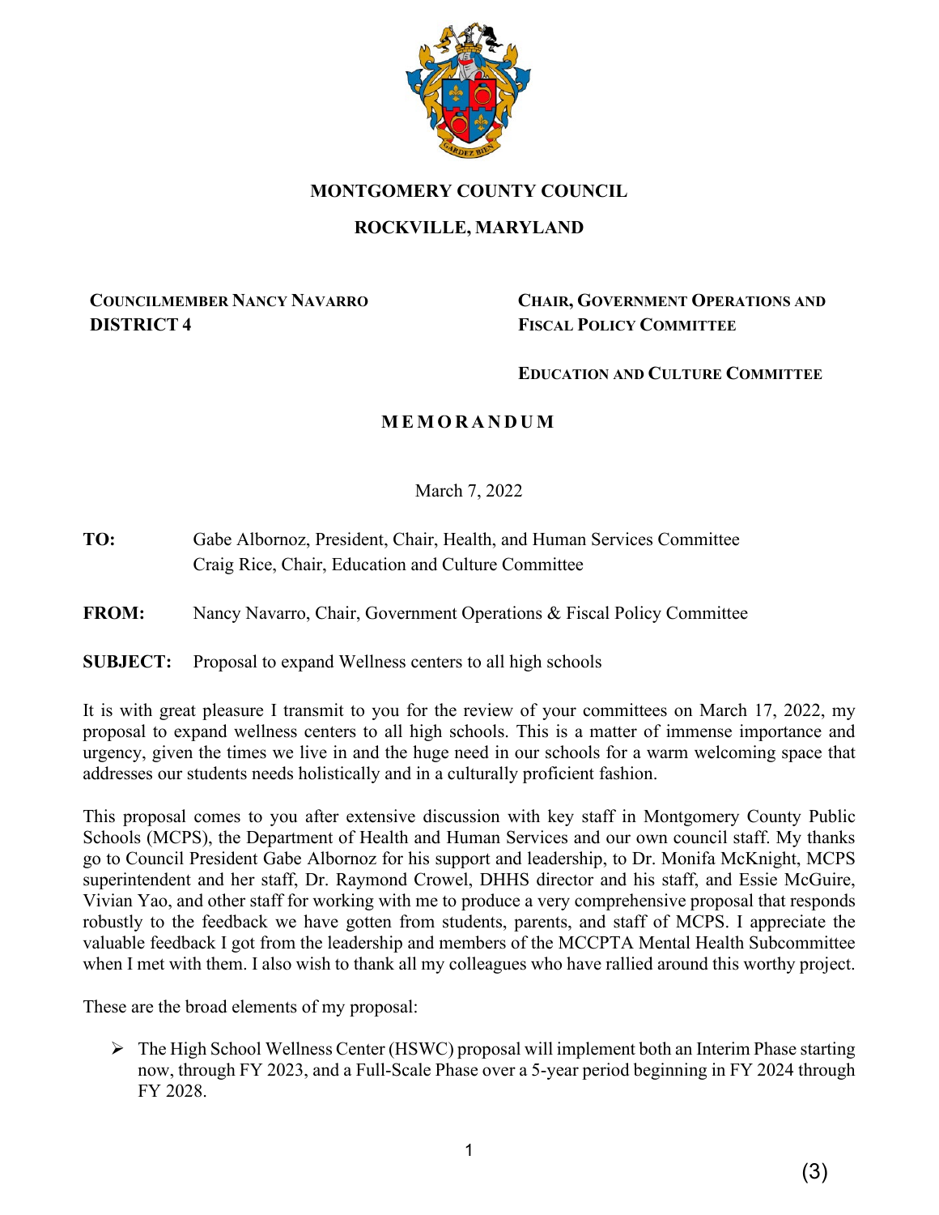**MONTGOMERY COUNTY COUNCIL**

**ROCKVILLE, MARYLAND**

**COUNCILMEMBER NANCY NAVARRO**
**DISTRICT 4**

**CHAIR, GOVERNMENT OPERATIONS AND FISCAL POLICY COMMITTEE**

**EDUCATION AND CULTURE COMMITTEE**

# MEMORANDUM

March 7, 2022

**TO:** Gabe Albornoz, President, Chair, Health, and Human Services Committee
Craig Rice, Chair, Education and Culture Committee

**FROM:** Nancy Navarro, Chair, Government Operations & Fiscal Policy Committee

**SUBJECT:** Proposal to expand Wellness centers to all high schools

It is with great pleasure I transmit to you for the review of your committees on March 17, 2022, my proposal to expand wellness centers to all high schools. This is a matter of immense importance and urgency, given the times we live in and the huge need in our schools for a warm welcoming space that addresses our students needs holistically and in a culturally proficient fashion.

This proposal comes to you after extensive discussion with key staff in Montgomery County Public Schools (MCPS), the Department of Health and Human Services and our own council staff. My thanks go to Council President Gabe Albornoz for his support and leadership, to Dr. Monifa McKnight, MCPS superintendent and her staff, Dr. Raymond Crowel, DHHS director and his staff, and Essie McGuire, Vivian Yao, and other staff for working with me to produce a very comprehensive proposal that responds robustly to the feedback we have gotten from students, parents, and staff of MCPS. I appreciate the valuable feedback I got from the leadership and members of the MCCPTA Mental Health Subcommittee when I met with them. I also wish to thank all my colleagues who have rallied around this worthy project.

These are the broad elements of my proposal:

- The High School Wellness Center (HSWC) proposal will implement both an Interim Phase starting now, through FY 2023, and a Full-Scale Phase over a 5-year period beginning in FY 2024 through FY 2028.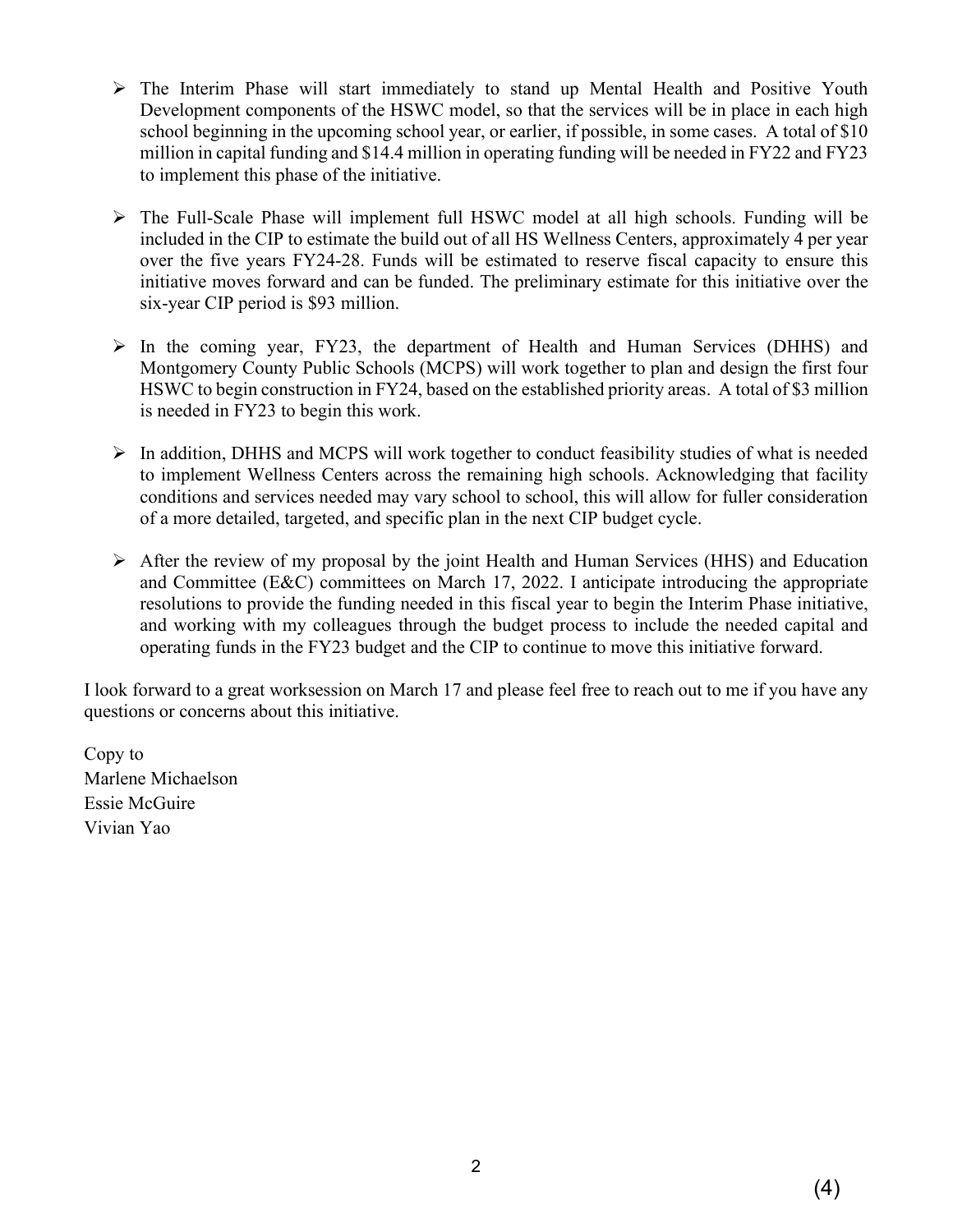- The Interim Phase will start immediately to stand up Mental Health and Positive Youth Development components of the HSWC model, so that the services will be in place in each high school beginning in the upcoming school year, or earlier, if possible, in some cases. A total of $10 million in capital funding and $14.4 million in operating funding will be needed in FY22 and FY23 to implement this phase of the initiative.

- The Full-Scale Phase will implement full HSWC model at all high schools. Funding will be included in the CIP to estimate the build out of all HS Wellness Centers, approximately 4 per year over the five years FY24-28. Funds will be estimated to reserve fiscal capacity to ensure this initiative moves forward and can be funded. The preliminary estimate for this initiative over the six-year CIP period is $93 million.

- In the coming year, FY23, the department of Health and Human Services (DHHS) and Montgomery County Public Schools (MCPS) will work together to plan and design the first four HSWC to begin construction in FY24, based on the established priority areas. A total of $3 million is needed in FY23 to begin this work.

- In addition, DHHS and MCPS will work together to conduct feasibility studies of what is needed to implement Wellness Centers across the remaining high schools. Acknowledging that facility conditions and services needed may vary school to school, this will allow for fuller consideration of a more detailed, targeted, and specific plan in the next CIP budget cycle.

- After the review of my proposal by the joint Health and Human Services (HHS) and Education and Committee (E&C) committees on March 17, 2022. I anticipate introducing the appropriate resolutions to provide the funding needed in this fiscal year to begin the Interim Phase initiative, and working with my colleagues through the budget process to include the needed capital and operating funds in the FY23 budget and the CIP to continue to move this initiative forward.

I look forward to a great worksession on March 17 and please feel free to reach out to me if you have any questions or concerns about this initiative.

Copy to
Marlene Michaelson
Essie McGuire
Vivian Yao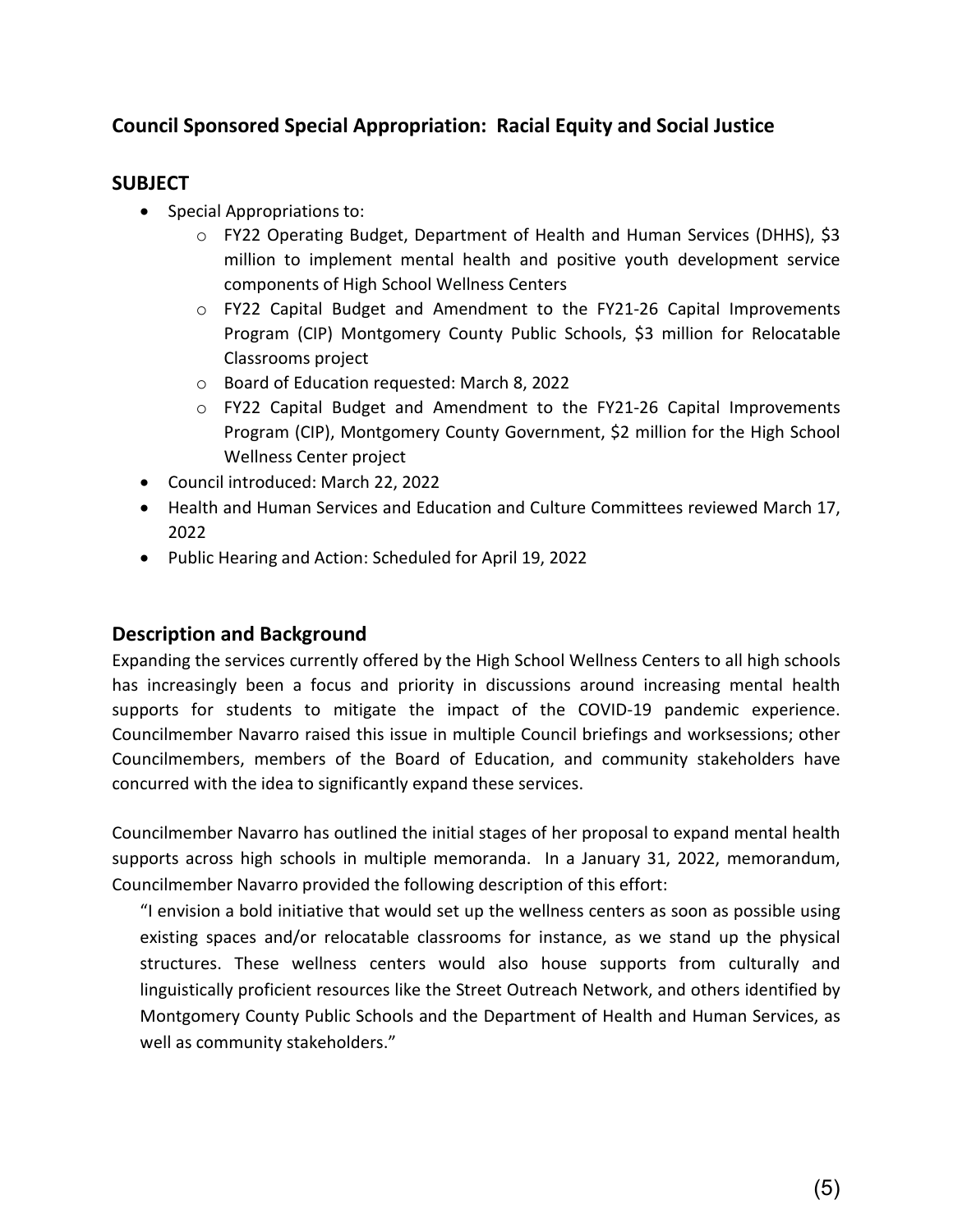## Council Sponsored Special Appropriation: Racial Equity and Social Justice

### SUBJECT

- Special Appropriations to:
  - FY22 Operating Budget, Department of Health and Human Services (DHHS), $3 million to implement mental health and positive youth development service components of High School Wellness Centers
  - FY22 Capital Budget and Amendment to the FY21-26 Capital Improvements Program (CIP) Montgomery County Public Schools, $3 million for Relocatable Classrooms project
  - Board of Education requested: March 8, 2022
  - FY22 Capital Budget and Amendment to the FY21-26 Capital Improvements Program (CIP), Montgomery County Government, $2 million for the High School Wellness Center project
- Council introduced: March 22, 2022
- Health and Human Services and Education and Culture Committees reviewed March 17, 2022
- Public Hearing and Action: Scheduled for April 19, 2022

### Description and Background

Expanding the services currently offered by the High School Wellness Centers to all high schools has increasingly been a focus and priority in discussions around increasing mental health supports for students to mitigate the impact of the COVID-19 pandemic experience. Councilmember Navarro raised this issue in multiple Council briefings and worksessions; other Councilmembers, members of the Board of Education, and community stakeholders have concurred with the idea to significantly expand these services.

Councilmember Navarro has outlined the initial stages of her proposal to expand mental health supports across high schools in multiple memoranda. In a January 31, 2022, memorandum, Councilmember Navarro provided the following description of this effort:

> "I envision a bold initiative that would set up the wellness centers as soon as possible using existing spaces and/or relocatable classrooms for instance, as we stand up the physical structures. These wellness centers would also house supports from culturally and linguistically proficient resources like the Street Outreach Network, and others identified by Montgomery County Public Schools and the Department of Health and Human Services, as well as community stakeholders."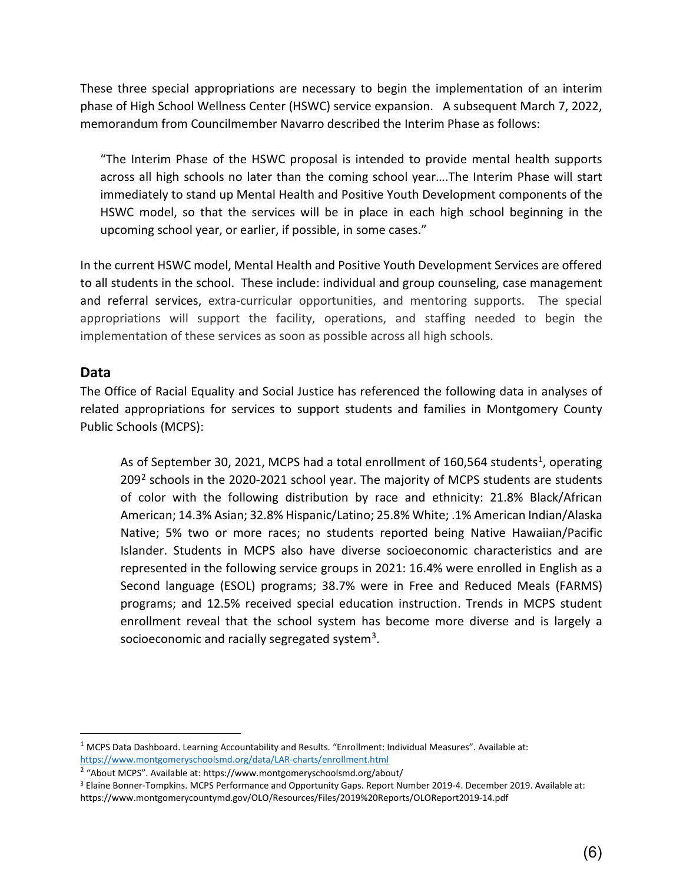These three special appropriations are necessary to begin the implementation of an interim phase of High School Wellness Center (HSWC) service expansion. A subsequent March 7, 2022, memorandum from Councilmember Navarro described the Interim Phase as follows:

> "The Interim Phase of the HSWC proposal is intended to provide mental health supports across all high schools no later than the coming school year….The Interim Phase will start immediately to stand up Mental Health and Positive Youth Development components of the HSWC model, so that the services will be in place in each high school beginning in the upcoming school year, or earlier, if possible, in some cases."

In the current HSWC model, Mental Health and Positive Youth Development Services are offered to all students in the school. These include: individual and group counseling, case management and referral services, extra-curricular opportunities, and mentoring supports. The special appropriations will support the facility, operations, and staffing needed to begin the implementation of these services as soon as possible across all high schools.

## Data

The Office of Racial Equality and Social Justice has referenced the following data in analyses of related appropriations for services to support students and families in Montgomery County Public Schools (MCPS):

> As of September 30, 2021, MCPS had a total enrollment of 160,564 students[1], operating 209[2] schools in the 2020-2021 school year. The majority of MCPS students are students of color with the following distribution by race and ethnicity: 21.8% Black/African American; 14.3% Asian; 32.8% Hispanic/Latino; 25.8% White; .1% American Indian/Alaska Native; 5% two or more races; no students reported being Native Hawaiian/Pacific Islander. Students in MCPS also have diverse socioeconomic characteristics and are represented in the following service groups in 2021: 16.4% were enrolled in English as a Second language (ESOL) programs; 38.7% were in Free and Reduced Meals (FARMS) programs; and 12.5% received special education instruction. Trends in MCPS student enrollment reveal that the school system has become more diverse and is largely a socioeconomic and racially segregated system[3].

---

[1] MCPS Data Dashboard. Learning Accountability and Results. "Enrollment: Individual Measures". Available at: https://www.montgomeryschoolsmd.org/data/LAR-charts/enrollment.html

[2] "About MCPS". Available at: https://www.montgomeryschoolsmd.org/about/

[3] Elaine Bonner-Tompkins. MCPS Performance and Opportunity Gaps. Report Number 2019-4. December 2019. Available at: https://www.montgomerycountymd.gov/OLO/Resources/Files/2019%20Reports/OLOReport2019-14.pdf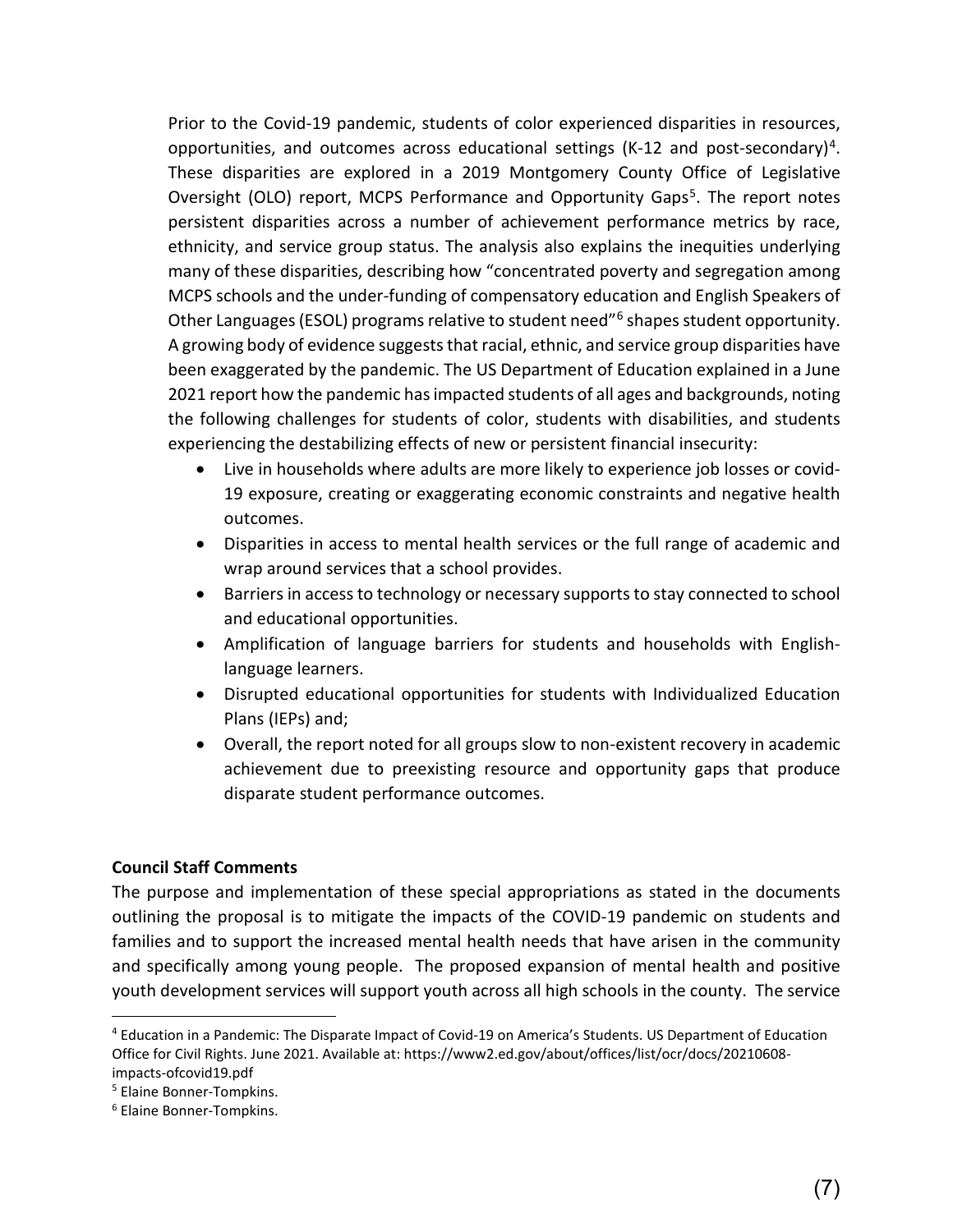Prior to the Covid-19 pandemic, students of color experienced disparities in resources, opportunities, and outcomes across educational settings (K-12 and post-secondary)[4]. These disparities are explored in a 2019 Montgomery County Office of Legislative Oversight (OLO) report, MCPS Performance and Opportunity Gaps[5]. The report notes persistent disparities across a number of achievement performance metrics by race, ethnicity, and service group status. The analysis also explains the inequities underlying many of these disparities, describing how "concentrated poverty and segregation among MCPS schools and the under-funding of compensatory education and English Speakers of Other Languages (ESOL) programs relative to student need"[6] shapes student opportunity. A growing body of evidence suggests that racial, ethnic, and service group disparities have been exaggerated by the pandemic. The US Department of Education explained in a June 2021 report how the pandemic has impacted students of all ages and backgrounds, noting the following challenges for students of color, students with disabilities, and students experiencing the destabilizing effects of new or persistent financial insecurity:

- Live in households where adults are more likely to experience job losses or covid-19 exposure, creating or exaggerating economic constraints and negative health outcomes.
- Disparities in access to mental health services or the full range of academic and wrap around services that a school provides.
- Barriers in access to technology or necessary supports to stay connected to school and educational opportunities.
- Amplification of language barriers for students and households with English-language learners.
- Disrupted educational opportunities for students with Individualized Education Plans (IEPs) and;
- Overall, the report noted for all groups slow to non-existent recovery in academic achievement due to preexisting resource and opportunity gaps that produce disparate student performance outcomes.

**Council Staff Comments**

The purpose and implementation of these special appropriations as stated in the documents outlining the proposal is to mitigate the impacts of the COVID-19 pandemic on students and families and to support the increased mental health needs that have arisen in the community and specifically among young people. The proposed expansion of mental health and positive youth development services will support youth across all high schools in the county. The service

[4] Education in a Pandemic: The Disparate Impact of Covid-19 on America's Students. US Department of Education Office for Civil Rights. June 2021. Available at: https://www2.ed.gov/about/offices/list/ocr/docs/20210608-impacts-ofcovid19.pdf

[5] Elaine Bonner-Tompkins.

[6] Elaine Bonner-Tompkins.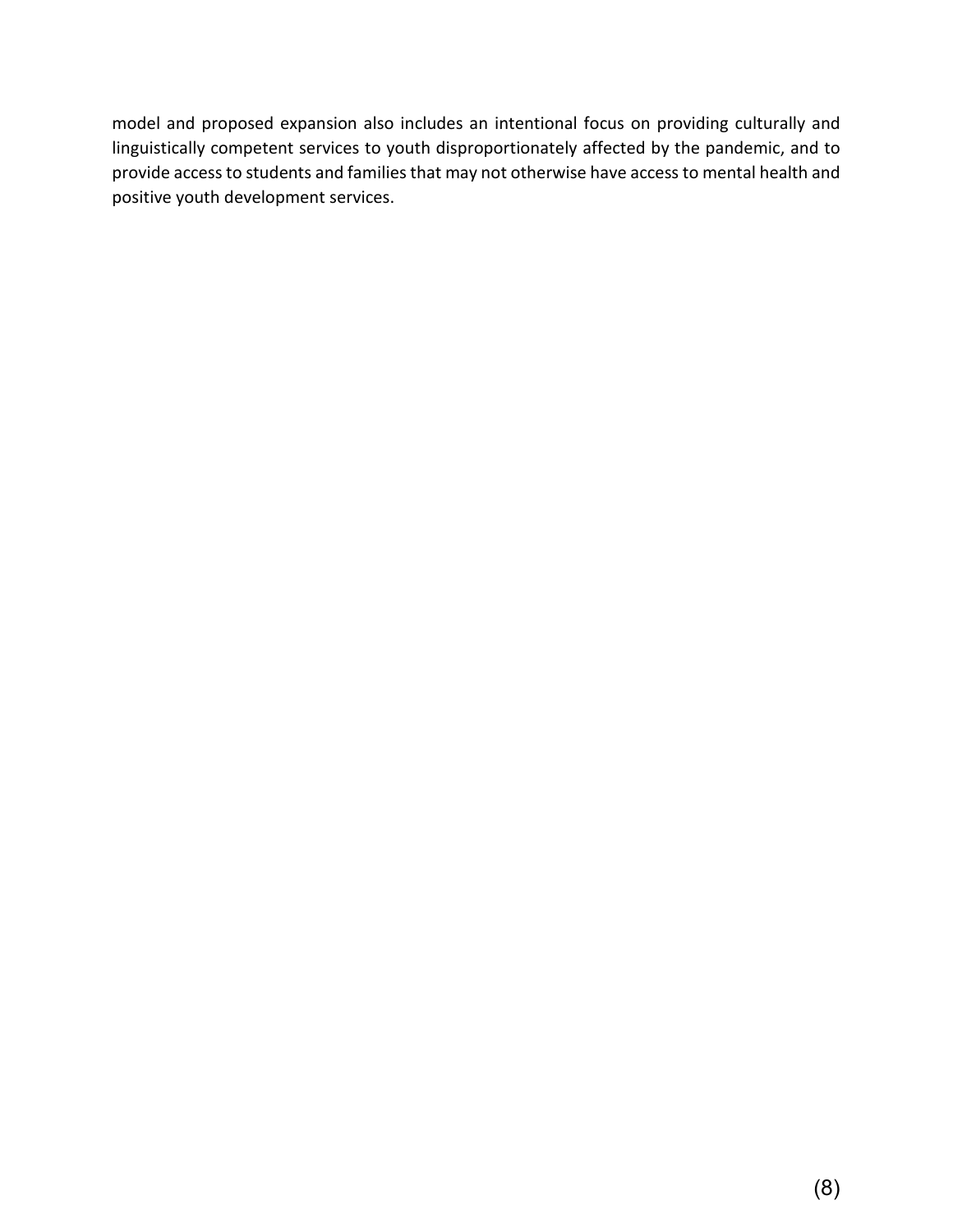model and proposed expansion also includes an intentional focus on providing culturally and linguistically competent services to youth disproportionately affected by the pandemic, and to provide access to students and families that may not otherwise have access to mental health and positive youth development services.